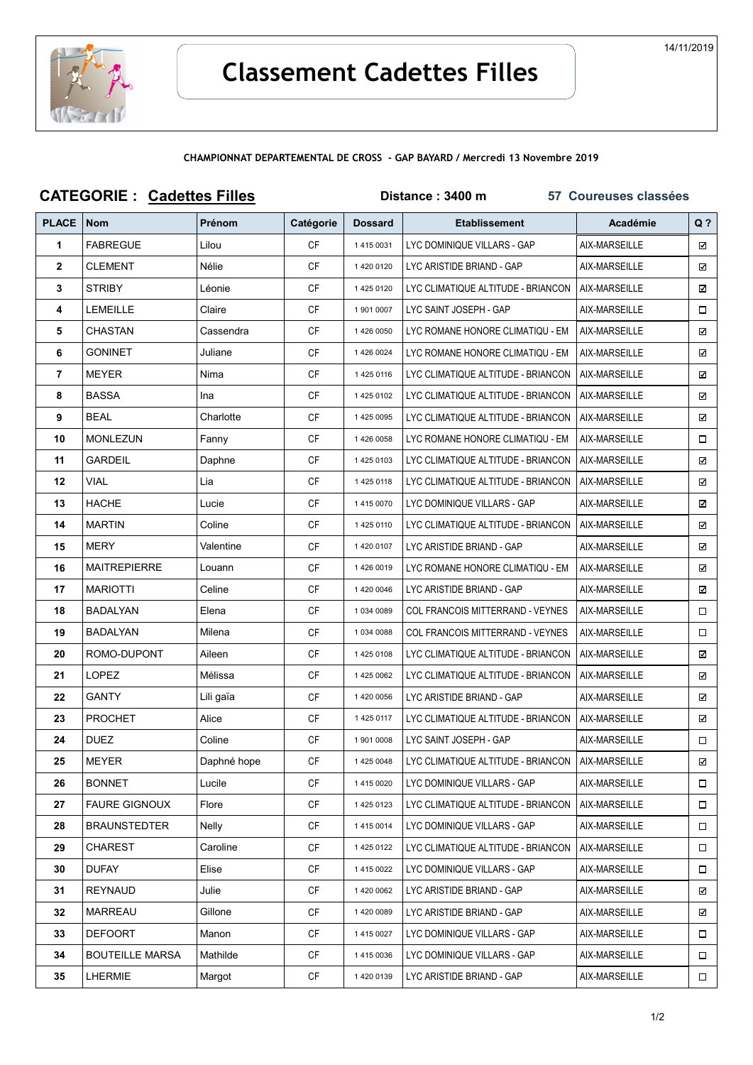14/11/2019

# Classement Cadettes Filles

**CHAMPIONNAT DEPARTEMENTAL DE CROSS - GAP BAYARD / Mercredi 13 Novembre 2019**

**CATEGORIE : Cadettes Filles** **Distance : 3400 m** **57 Coureuses classées**

| PLACE | Nom | Prénom | Catégorie | Dossard | Etablissement | Académie | Q ? |
|---|---|---|---|---|---|---|---|
| 1 | FABREGUE | Lilou | CF | 1 415 0031 | LYC DOMINIQUE VILLARS - GAP | AIX-MARSEILLE | ☑ |
| 2 | CLEMENT | Nélie | CF | 1 420 0120 | LYC ARISTIDE BRIAND - GAP | AIX-MARSEILLE | ☑ |
| 3 | STRIBY | Léonie | CF | 1 425 0120 | LYC CLIMATIQUE ALTITUDE - BRIANCON | AIX-MARSEILLE | ☑ |
| 4 | LEMEILLE | Claire | CF | 1 901 0007 | LYC SAINT JOSEPH - GAP | AIX-MARSEILLE | ☐ |
| 5 | CHASTAN | Cassendra | CF | 1 426 0050 | LYC ROMANE HONORE CLIMATIQU - EM | AIX-MARSEILLE | ☑ |
| 6 | GONINET | Juliane | CF | 1 426 0024 | LYC ROMANE HONORE CLIMATIQU - EM | AIX-MARSEILLE | ☑ |
| 7 | MEYER | Nima | CF | 1 425 0116 | LYC CLIMATIQUE ALTITUDE - BRIANCON | AIX-MARSEILLE | ☑ |
| 8 | BASSA | Ina | CF | 1 425 0102 | LYC CLIMATIQUE ALTITUDE - BRIANCON | AIX-MARSEILLE | ☑ |
| 9 | BEAL | Charlotte | CF | 1 425 0095 | LYC CLIMATIQUE ALTITUDE - BRIANCON | AIX-MARSEILLE | ☑ |
| 10 | MONLEZUN | Fanny | CF | 1 426 0058 | LYC ROMANE HONORE CLIMATIQU - EM | AIX-MARSEILLE | ☐ |
| 11 | GARDEIL | Daphne | CF | 1 425 0103 | LYC CLIMATIQUE ALTITUDE - BRIANCON | AIX-MARSEILLE | ☑ |
| 12 | VIAL | Lia | CF | 1 425 0118 | LYC CLIMATIQUE ALTITUDE - BRIANCON | AIX-MARSEILLE | ☑ |
| 13 | HACHE | Lucie | CF | 1 415 0070 | LYC DOMINIQUE VILLARS - GAP | AIX-MARSEILLE | ☑ |
| 14 | MARTIN | Coline | CF | 1 425 0110 | LYC CLIMATIQUE ALTITUDE - BRIANCON | AIX-MARSEILLE | ☑ |
| 15 | MERY | Valentine | CF | 1 420 0107 | LYC ARISTIDE BRIAND - GAP | AIX-MARSEILLE | ☑ |
| 16 | MAITREPIERRE | Louann | CF | 1 426 0019 | LYC ROMANE HONORE CLIMATIQU - EM | AIX-MARSEILLE | ☑ |
| 17 | MARIOTTI | Celine | CF | 1 420 0046 | LYC ARISTIDE BRIAND - GAP | AIX-MARSEILLE | ☑ |
| 18 | BADALYAN | Elena | CF | 1 034 0089 | COL FRANCOIS MITTERRAND - VEYNES | AIX-MARSEILLE | ☐ |
| 19 | BADALYAN | Milena | CF | 1 034 0088 | COL FRANCOIS MITTERRAND - VEYNES | AIX-MARSEILLE | ☐ |
| 20 | ROMO-DUPONT | Aileen | CF | 1 425 0108 | LYC CLIMATIQUE ALTITUDE - BRIANCON | AIX-MARSEILLE | ☑ |
| 21 | LOPEZ | Mélissa | CF | 1 425 0062 | LYC CLIMATIQUE ALTITUDE - BRIANCON | AIX-MARSEILLE | ☑ |
| 22 | GANTY | Lili gaïa | CF | 1 420 0056 | LYC ARISTIDE BRIAND - GAP | AIX-MARSEILLE | ☑ |
| 23 | PROCHET | Alice | CF | 1 425 0117 | LYC CLIMATIQUE ALTITUDE - BRIANCON | AIX-MARSEILLE | ☑ |
| 24 | DUEZ | Coline | CF | 1 901 0008 | LYC SAINT JOSEPH - GAP | AIX-MARSEILLE | ☐ |
| 25 | MEYER | Daphné hope | CF | 1 425 0048 | LYC CLIMATIQUE ALTITUDE - BRIANCON | AIX-MARSEILLE | ☑ |
| 26 | BONNET | Lucile | CF | 1 415 0020 | LYC DOMINIQUE VILLARS - GAP | AIX-MARSEILLE | ☐ |
| 27 | FAURE GIGNOUX | Flore | CF | 1 425 0123 | LYC CLIMATIQUE ALTITUDE - BRIANCON | AIX-MARSEILLE | ☐ |
| 28 | BRAUNSTEDTER | Nelly | CF | 1 415 0014 | LYC DOMINIQUE VILLARS - GAP | AIX-MARSEILLE | ☐ |
| 29 | CHAREST | Caroline | CF | 1 425 0122 | LYC CLIMATIQUE ALTITUDE - BRIANCON | AIX-MARSEILLE | ☐ |
| 30 | DUFAY | Elise | CF | 1 415 0022 | LYC DOMINIQUE VILLARS - GAP | AIX-MARSEILLE | ☐ |
| 31 | REYNAUD | Julie | CF | 1 420 0062 | LYC ARISTIDE BRIAND - GAP | AIX-MARSEILLE | ☑ |
| 32 | MARREAU | Gillone | CF | 1 420 0089 | LYC ARISTIDE BRIAND - GAP | AIX-MARSEILLE | ☑ |
| 33 | DEFOORT | Manon | CF | 1 415 0027 | LYC DOMINIQUE VILLARS - GAP | AIX-MARSEILLE | ☐ |
| 34 | BOUTEILLE MARSA | Mathilde | CF | 1 415 0036 | LYC DOMINIQUE VILLARS - GAP | AIX-MARSEILLE | ☐ |
| 35 | LHERMIE | Margot | CF | 1 420 0139 | LYC ARISTIDE BRIAND - GAP | AIX-MARSEILLE | ☐ |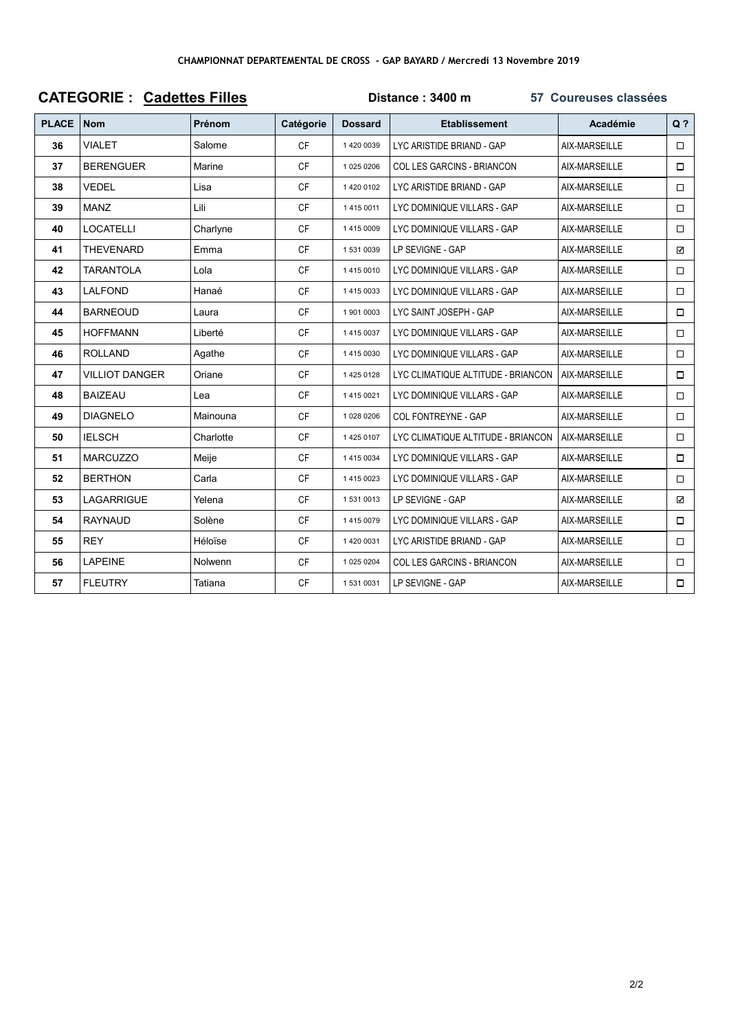**CHAMPIONNAT DEPARTEMENTAL DE CROSS - GAP BAYARD / Mercredi 13 Novembre 2019**

**CATEGORIE : Cadettes Filles** **Distance : 3400 m** **57 Coureuses classées**

| PLACE | Nom | Prénom | Catégorie | Dossard | Etablissement | Académie | Q ? |
|---|---|---|---|---|---|---|---|
| 36 | VIALET | Salome | CF | 1 420 0039 | LYC ARISTIDE BRIAND - GAP | AIX-MARSEILLE | ☐ |
| 37 | BERENGUER | Marine | CF | 1 025 0206 | COL LES GARCINS - BRIANCON | AIX-MARSEILLE | ☐ |
| 38 | VEDEL | Lisa | CF | 1 420 0102 | LYC ARISTIDE BRIAND - GAP | AIX-MARSEILLE | ☐ |
| 39 | MANZ | Lili | CF | 1 415 0011 | LYC DOMINIQUE VILLARS - GAP | AIX-MARSEILLE | ☐ |
| 40 | LOCATELLI | Charlyne | CF | 1 415 0009 | LYC DOMINIQUE VILLARS - GAP | AIX-MARSEILLE | ☐ |
| 41 | THEVENARD | Emma | CF | 1 531 0039 | LP SEVIGNE - GAP | AIX-MARSEILLE | ☑ |
| 42 | TARANTOLA | Lola | CF | 1 415 0010 | LYC DOMINIQUE VILLARS - GAP | AIX-MARSEILLE | ☐ |
| 43 | LALFOND | Hanaé | CF | 1 415 0033 | LYC DOMINIQUE VILLARS - GAP | AIX-MARSEILLE | ☐ |
| 44 | BARNEOUD | Laura | CF | 1 901 0003 | LYC SAINT JOSEPH - GAP | AIX-MARSEILLE | ☐ |
| 45 | HOFFMANN | Liberté | CF | 1 415 0037 | LYC DOMINIQUE VILLARS - GAP | AIX-MARSEILLE | ☐ |
| 46 | ROLLAND | Agathe | CF | 1 415 0030 | LYC DOMINIQUE VILLARS - GAP | AIX-MARSEILLE | ☐ |
| 47 | VILLIOT DANGER | Oriane | CF | 1 425 0128 | LYC CLIMATIQUE ALTITUDE - BRIANCON | AIX-MARSEILLE | ☐ |
| 48 | BAIZEAU | Lea | CF | 1 415 0021 | LYC DOMINIQUE VILLARS - GAP | AIX-MARSEILLE | ☐ |
| 49 | DIAGNELO | Mainouna | CF | 1 028 0206 | COL FONTREYNE - GAP | AIX-MARSEILLE | ☐ |
| 50 | IELSCH | Charlotte | CF | 1 425 0107 | LYC CLIMATIQUE ALTITUDE - BRIANCON | AIX-MARSEILLE | ☐ |
| 51 | MARCUZZO | Meije | CF | 1 415 0034 | LYC DOMINIQUE VILLARS - GAP | AIX-MARSEILLE | ☐ |
| 52 | BERTHON | Carla | CF | 1 415 0023 | LYC DOMINIQUE VILLARS - GAP | AIX-MARSEILLE | ☐ |
| 53 | LAGARRIGUE | Yelena | CF | 1 531 0013 | LP SEVIGNE - GAP | AIX-MARSEILLE | ☑ |
| 54 | RAYNAUD | Solène | CF | 1 415 0079 | LYC DOMINIQUE VILLARS - GAP | AIX-MARSEILLE | ☐ |
| 55 | REY | Héloïse | CF | 1 420 0031 | LYC ARISTIDE BRIAND - GAP | AIX-MARSEILLE | ☐ |
| 56 | LAPEINE | Nolwenn | CF | 1 025 0204 | COL LES GARCINS - BRIANCON | AIX-MARSEILLE | ☐ |
| 57 | FLEUTRY | Tatiana | CF | 1 531 0031 | LP SEVIGNE - GAP | AIX-MARSEILLE | ☐ |